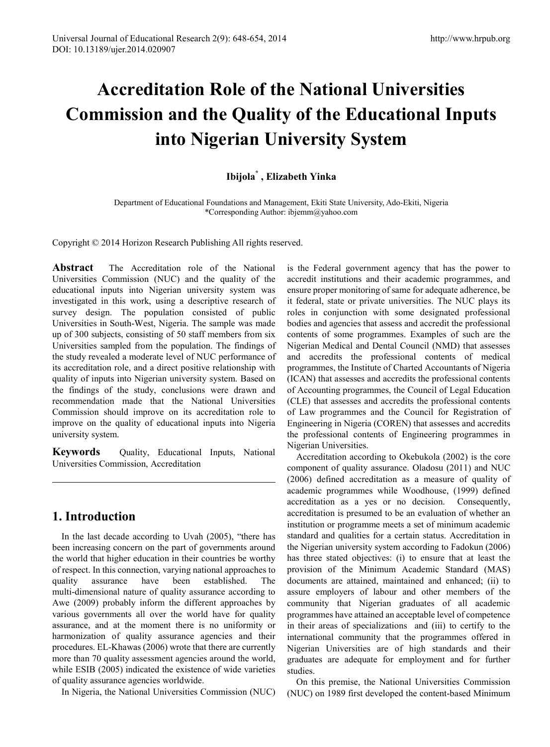# Accreditation Role of the National Universities Commission and the Quality of the Educational Inputs into Nigerian University System

**Ibijola[*] , Elizabeth Yinka**

Department of Educational Foundations and Management, Ekiti State University, Ado-Ekiti, Nigeria
*Corresponding Author: ibjemm@yahoo.com

Copyright © 2014 Horizon Research Publishing All rights reserved.

**Abstract** The Accreditation role of the National Universities Commission (NUC) and the quality of the educational inputs into Nigerian university system was investigated in this work, using a descriptive research of survey design. The population consisted of public Universities in South-West, Nigeria. The sample was made up of 300 subjects, consisting of 50 staff members from six Universities sampled from the population. The findings of the study revealed a moderate level of NUC performance of its accreditation role, and a direct positive relationship with quality of inputs into Nigerian university system. Based on the findings of the study, conclusions were drawn and recommendation made that the National Universities Commission should improve on its accreditation role to improve on the quality of educational inputs into Nigeria university system.

**Keywords** Quality, Educational Inputs, National Universities Commission, Accreditation

## 1. Introduction

In the last decade according to Uvah (2005), "there has been increasing concern on the part of governments around the world that higher education in their countries be worthy of respect. In this connection, varying national approaches to quality assurance have been established. The multi-dimensional nature of quality assurance according to Awe (2009) probably inform the different approaches by various governments all over the world have for quality assurance, and at the moment there is no uniformity or harmonization of quality assurance agencies and their procedures. EL-Khawas (2006) wrote that there are currently more than 70 quality assessment agencies around the world, while ESIB (2005) indicated the existence of wide varieties of quality assurance agencies worldwide.

In Nigeria, the National Universities Commission (NUC) is the Federal government agency that has the power to accredit institutions and their academic programmes, and ensure proper monitoring of same for adequate adherence, be it federal, state or private universities. The NUC plays its roles in conjunction with some designated professional bodies and agencies that assess and accredit the professional contents of some programmes. Examples of such are the Nigerian Medical and Dental Council (NMD) that assesses and accredits the professional contents of medical programmes, the Institute of Charted Accountants of Nigeria (ICAN) that assesses and accredits the professional contents of Accounting programmes, the Council of Legal Education (CLE) that assesses and accredits the professional contents of Law programmes and the Council for Registration of Engineering in Nigeria (COREN) that assesses and accredits the professional contents of Engineering programmes in Nigerian Universities.

Accreditation according to Okebukola (2002) is the core component of quality assurance. Oladosu (2011) and NUC (2006) defined accreditation as a measure of quality of academic programmes while Woodhouse, (1999) defined accreditation as a yes or no decision. Consequently, accreditation is presumed to be an evaluation of whether an institution or programme meets a set of minimum academic standard and qualities for a certain status. Accreditation in the Nigerian university system according to Fadokun (2006) has three stated objectives: (i) to ensure that at least the provision of the Minimum Academic Standard (MAS) documents are attained, maintained and enhanced; (ii) to assure employers of labour and other members of the community that Nigerian graduates of all academic programmes have attained an acceptable level of competence in their areas of specializations and (iii) to certify to the international community that the programmes offered in Nigerian Universities are of high standards and their graduates are adequate for employment and for further studies.

On this premise, the National Universities Commission (NUC) on 1989 first developed the content-based Minimum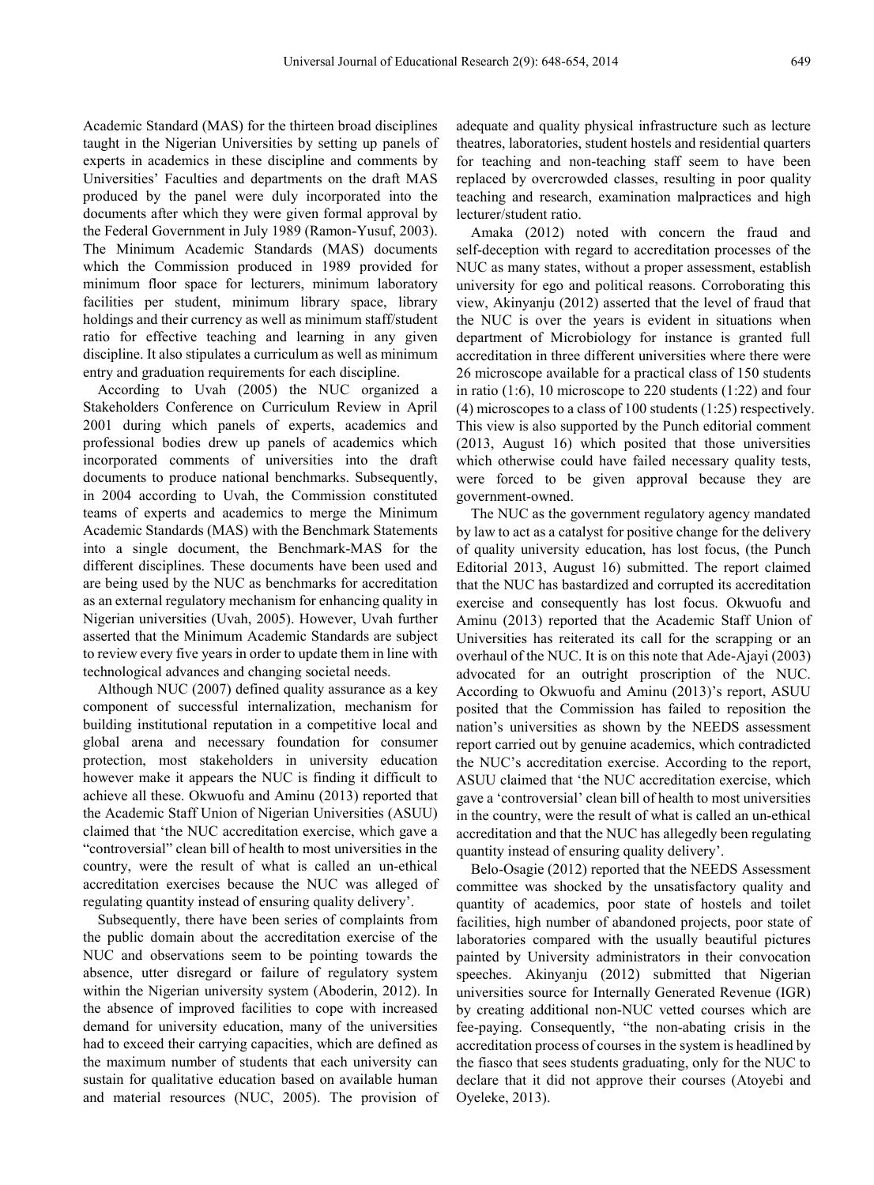Academic Standard (MAS) for the thirteen broad disciplines taught in the Nigerian Universities by setting up panels of experts in academics in these discipline and comments by Universities' Faculties and departments on the draft MAS produced by the panel were duly incorporated into the documents after which they were given formal approval by the Federal Government in July 1989 (Ramon-Yusuf, 2003). The Minimum Academic Standards (MAS) documents which the Commission produced in 1989 provided for minimum floor space for lecturers, minimum laboratory facilities per student, minimum library space, library holdings and their currency as well as minimum staff/student ratio for effective teaching and learning in any given discipline. It also stipulates a curriculum as well as minimum entry and graduation requirements for each discipline.

According to Uvah (2005) the NUC organized a Stakeholders Conference on Curriculum Review in April 2001 during which panels of experts, academics and professional bodies drew up panels of academics which incorporated comments of universities into the draft documents to produce national benchmarks. Subsequently, in 2004 according to Uvah, the Commission constituted teams of experts and academics to merge the Minimum Academic Standards (MAS) with the Benchmark Statements into a single document, the Benchmark-MAS for the different disciplines. These documents have been used and are being used by the NUC as benchmarks for accreditation as an external regulatory mechanism for enhancing quality in Nigerian universities (Uvah, 2005). However, Uvah further asserted that the Minimum Academic Standards are subject to review every five years in order to update them in line with technological advances and changing societal needs.

Although NUC (2007) defined quality assurance as a key component of successful internalization, mechanism for building institutional reputation in a competitive local and global arena and necessary foundation for consumer protection, most stakeholders in university education however make it appears the NUC is finding it difficult to achieve all these. Okwuofu and Aminu (2013) reported that the Academic Staff Union of Nigerian Universities (ASUU) claimed that 'the NUC accreditation exercise, which gave a "controversial" clean bill of health to most universities in the country, were the result of what is called an un-ethical accreditation exercises because the NUC was alleged of regulating quantity instead of ensuring quality delivery'.

Subsequently, there have been series of complaints from the public domain about the accreditation exercise of the NUC and observations seem to be pointing towards the absence, utter disregard or failure of regulatory system within the Nigerian university system (Aboderin, 2012). In the absence of improved facilities to cope with increased demand for university education, many of the universities had to exceed their carrying capacities, which are defined as the maximum number of students that each university can sustain for qualitative education based on available human and material resources (NUC, 2005). The provision of adequate and quality physical infrastructure such as lecture theatres, laboratories, student hostels and residential quarters for teaching and non-teaching staff seem to have been replaced by overcrowded classes, resulting in poor quality teaching and research, examination malpractices and high lecturer/student ratio.

Amaka (2012) noted with concern the fraud and self-deception with regard to accreditation processes of the NUC as many states, without a proper assessment, establish university for ego and political reasons. Corroborating this view, Akinyanju (2012) asserted that the level of fraud that the NUC is over the years is evident in situations when department of Microbiology for instance is granted full accreditation in three different universities where there were 26 microscope available for a practical class of 150 students in ratio (1:6), 10 microscope to 220 students (1:22) and four (4) microscopes to a class of 100 students (1:25) respectively. This view is also supported by the Punch editorial comment (2013, August 16) which posited that those universities which otherwise could have failed necessary quality tests, were forced to be given approval because they are government-owned.

The NUC as the government regulatory agency mandated by law to act as a catalyst for positive change for the delivery of quality university education, has lost focus, (the Punch Editorial 2013, August 16) submitted. The report claimed that the NUC has bastardized and corrupted its accreditation exercise and consequently has lost focus. Okwuofu and Aminu (2013) reported that the Academic Staff Union of Universities has reiterated its call for the scrapping or an overhaul of the NUC. It is on this note that Ade-Ajayi (2003) advocated for an outright proscription of the NUC. According to Okwuofu and Aminu (2013)'s report, ASUU posited that the Commission has failed to reposition the nation's universities as shown by the NEEDS assessment report carried out by genuine academics, which contradicted the NUC's accreditation exercise. According to the report, ASUU claimed that 'the NUC accreditation exercise, which gave a 'controversial' clean bill of health to most universities in the country, were the result of what is called an un-ethical accreditation and that the NUC has allegedly been regulating quantity instead of ensuring quality delivery'.

Belo-Osagie (2012) reported that the NEEDS Assessment committee was shocked by the unsatisfactory quality and quantity of academics, poor state of hostels and toilet facilities, high number of abandoned projects, poor state of laboratories compared with the usually beautiful pictures painted by University administrators in their convocation speeches. Akinyanju (2012) submitted that Nigerian universities source for Internally Generated Revenue (IGR) by creating additional non-NUC vetted courses which are fee-paying. Consequently, "the non-abating crisis in the accreditation process of courses in the system is headlined by the fiasco that sees students graduating, only for the NUC to declare that it did not approve their courses (Atoyebi and Oyeleke, 2013).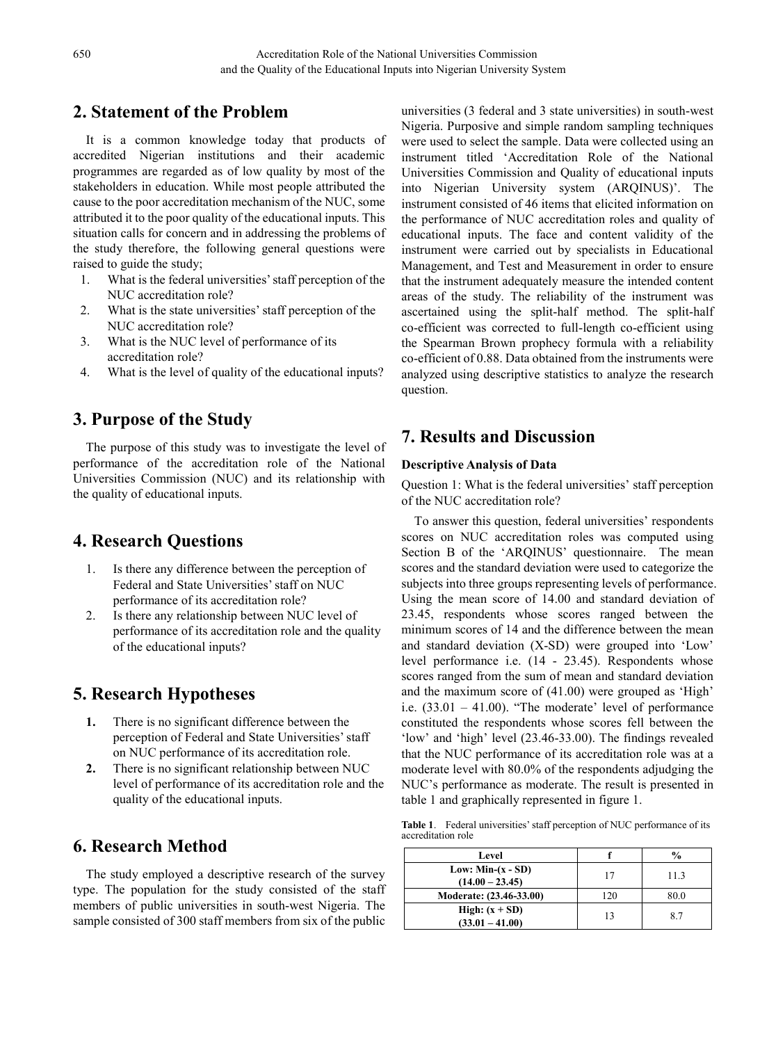## 2. Statement of the Problem

It is a common knowledge today that products of accredited Nigerian institutions and their academic programmes are regarded as of low quality by most of the stakeholders in education. While most people attributed the cause to the poor accreditation mechanism of the NUC, some attributed it to the poor quality of the educational inputs. This situation calls for concern and in addressing the problems of the study therefore, the following general questions were raised to guide the study;

1. What is the federal universities' staff perception of the NUC accreditation role?
2. What is the state universities' staff perception of the NUC accreditation role?
3. What is the NUC level of performance of its accreditation role?
4. What is the level of quality of the educational inputs?

## 3. Purpose of the Study

The purpose of this study was to investigate the level of performance of the accreditation role of the National Universities Commission (NUC) and its relationship with the quality of educational inputs.

## 4. Research Questions

1. Is there any difference between the perception of Federal and State Universities' staff on NUC performance of its accreditation role?
2. Is there any relationship between NUC level of performance of its accreditation role and the quality of the educational inputs?

## 5. Research Hypotheses

1. There is no significant difference between the perception of Federal and State Universities' staff on NUC performance of its accreditation role.
2. There is no significant relationship between NUC level of performance of its accreditation role and the quality of the educational inputs.

## 6. Research Method

The study employed a descriptive research of the survey type. The population for the study consisted of the staff members of public universities in south-west Nigeria. The sample consisted of 300 staff members from six of the public universities (3 federal and 3 state universities) in south-west Nigeria. Purposive and simple random sampling techniques were used to select the sample. Data were collected using an instrument titled 'Accreditation Role of the National Universities Commission and Quality of educational inputs into Nigerian University system (ARQINUS)'. The instrument consisted of 46 items that elicited information on the performance of NUC accreditation roles and quality of educational inputs. The face and content validity of the instrument were carried out by specialists in Educational Management, and Test and Measurement in order to ensure that the instrument adequately measure the intended content areas of the study. The reliability of the instrument was ascertained using the split-half method. The split-half co-efficient was corrected to full-length co-efficient using the Spearman Brown prophecy formula with a reliability co-efficient of 0.88. Data obtained from the instruments were analyzed using descriptive statistics to analyze the research question.

## 7. Results and Discussion

**Descriptive Analysis of Data**

Question 1: What is the federal universities' staff perception of the NUC accreditation role?

To answer this question, federal universities' respondents scores on NUC accreditation roles was computed using Section B of the 'ARQINUS' questionnaire. The mean scores and the standard deviation were used to categorize the subjects into three groups representing levels of performance. Using the mean score of 14.00 and standard deviation of 23.45, respondents whose scores ranged between the minimum scores of 14 and the difference between the mean and standard deviation (X-SD) were grouped into 'Low' level performance i.e. (14 - 23.45). Respondents whose scores ranged from the sum of mean and standard deviation and the maximum score of (41.00) were grouped as 'High' i.e. (33.01 – 41.00). "The moderate' level of performance constituted the respondents whose scores fell between the 'low' and 'high' level (23.46-33.00). The findings revealed that the NUC performance of its accreditation role was at a moderate level with 80.0% of the respondents adjudging the NUC's performance as moderate. The result is presented in table 1 and graphically represented in figure 1.

**Table 1**. Federal universities' staff perception of NUC performance of its accreditation role

| Level | f | % |
|---|---|---|
| **Low: Min-(x - SD) (14.00 – 23.45)** | 17 | 11.3 |
| **Moderate: (23.46-33.00)** | 120 | 80.0 |
| **High: (x + SD) (33.01 – 41.00)** | 13 | 8.7 |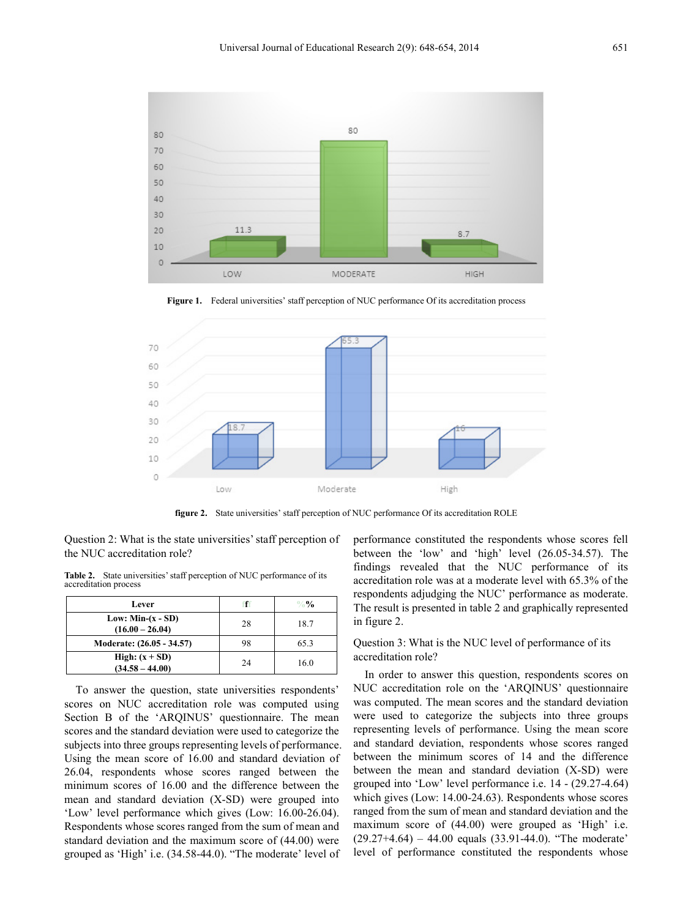Figure 1. Federal universities' staff perception of NUC performance Of its accreditation process

figure 2. State universities' staff perception of NUC performance Of its accreditation ROLE

Question 2: What is the state universities' staff perception of the NUC accreditation role?

**Table 2.** State universities' staff perception of NUC performance of its accreditation process

| Lever | f | % |
|---|---|---|
| Low: Min-(x - SD) (16.00 – 26.04) | 28 | 18.7 |
| Moderate: (26.05 - 34.57) | 98 | 65.3 |
| High: (x + SD) (34.58 – 44.00) | 24 | 16.0 |

To answer the question, state universities respondents' scores on NUC accreditation role was computed using Section B of the 'ARQINUS' questionnaire. The mean scores and the standard deviation were used to categorize the subjects into three groups representing levels of performance. Using the mean score of 16.00 and standard deviation of 26.04, respondents whose scores ranged between the minimum scores of 16.00 and the difference between the mean and standard deviation (X-SD) were grouped into 'Low' level performance which gives (Low: 16.00-26.04). Respondents whose scores ranged from the sum of mean and standard deviation and the maximum score of (44.00) were grouped as 'High' i.e. (34.58-44.0). "The moderate' level of performance constituted the respondents whose scores fell between the 'low' and 'high' level (26.05-34.57). The findings revealed that the NUC performance of its accreditation role was at a moderate level with 65.3% of the respondents adjudging the NUC' performance as moderate. The result is presented in table 2 and graphically represented in figure 2.

Question 3: What is the NUC level of performance of its accreditation role?

In order to answer this question, respondents scores on NUC accreditation role on the 'ARQINUS' questionnaire was computed. The mean scores and the standard deviation were used to categorize the subjects into three groups representing levels of performance. Using the mean score and standard deviation, respondents whose scores ranged between the minimum scores of 14 and the difference between the mean and standard deviation (X-SD) were grouped into 'Low' level performance i.e. 14 - (29.27-4.64) which gives (Low: 14.00-24.63). Respondents whose scores ranged from the sum of mean and standard deviation and the maximum score of (44.00) were grouped as 'High' i.e. (29.27+4.64) – 44.00 equals (33.91-44.0). "The moderate' level of performance constituted the respondents whose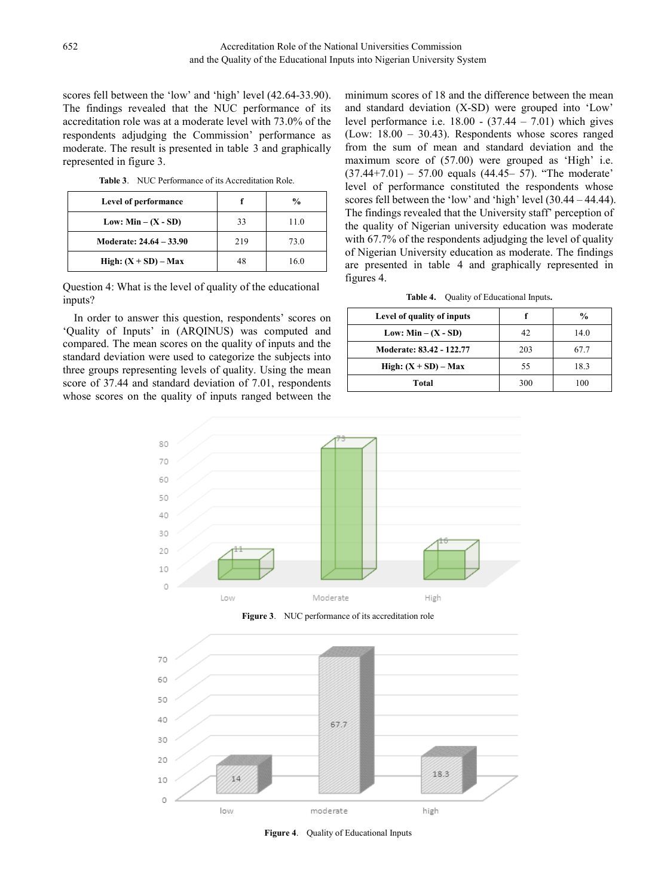scores fell between the 'low' and 'high' level (42.64-33.90). The findings revealed that the NUC performance of its accreditation role was at a moderate level with 73.0% of the respondents adjudging the Commission' performance as moderate. The result is presented in table 3 and graphically represented in figure 3.

**Table 3**. NUC Performance of its Accreditation Role.

| Level of performance | f | % |
|---|---|---|
| Low: Min – (X - SD) | 33 | 11.0 |
| Moderate: 24.64 – 33.90 | 219 | 73.0 |
| High: (X + SD) – Max | 48 | 16.0 |

Question 4: What is the level of quality of the educational inputs?

In order to answer this question, respondents' scores on 'Quality of Inputs' in (ARQINUS) was computed and compared. The mean scores on the quality of inputs and the standard deviation were used to categorize the subjects into three groups representing levels of quality. Using the mean score of 37.44 and standard deviation of 7.01, respondents whose scores on the quality of inputs ranged between the minimum scores of 18 and the difference between the mean and standard deviation (X-SD) were grouped into 'Low' level performance i.e. 18.00 - (37.44 – 7.01) which gives (Low: 18.00 – 30.43). Respondents whose scores ranged from the sum of mean and standard deviation and the maximum score of (57.00) were grouped as 'High' i.e. (37.44+7.01) – 57.00 equals (44.45– 57). "The moderate' level of performance constituted the respondents whose scores fell between the 'low' and 'high' level (30.44 – 44.44). The findings revealed that the University staff' perception of the quality of Nigerian university education was moderate with 67.7% of the respondents adjudging the level of quality of Nigerian University education as moderate. The findings are presented in table 4 and graphically represented in figures 4.

**Table 4.** Quality of Educational Inputs**.**

| Level of quality of inputs | f | % |
|---|---|---|
| Low: Min – (X - SD) | 42 | 14.0 |
| Moderate: 83.42 - 122.77 | 203 | 67.7 |
| High: (X + SD) – Max | 55 | 18.3 |
| Total | 300 | 100 |

**Figure 3**. NUC performance of its accreditation role

**Figure 4**. Quality of Educational Inputs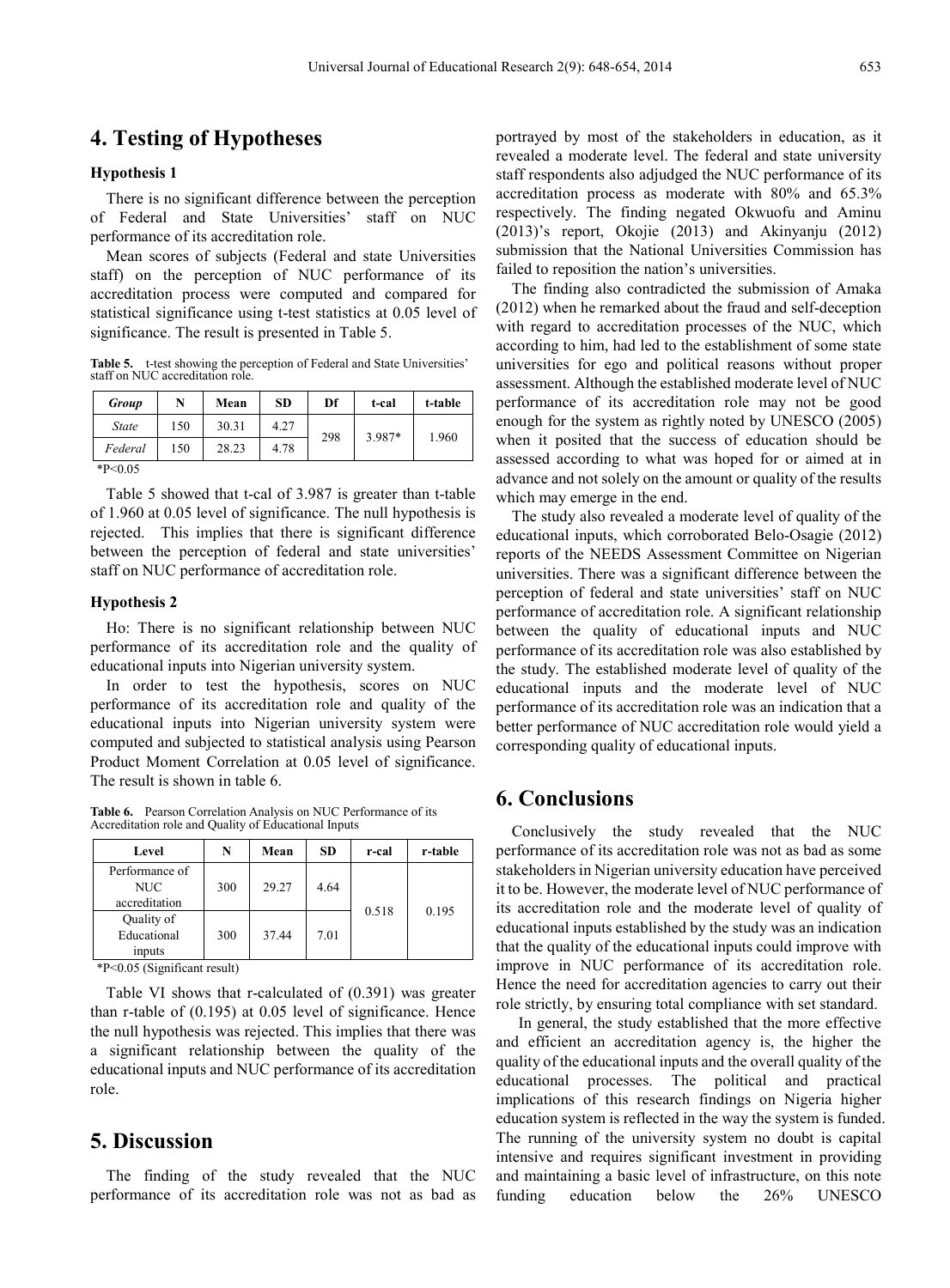## 4. Testing of Hypotheses

### Hypothesis 1

There is no significant difference between the perception of Federal and State Universities' staff on NUC performance of its accreditation role.

Mean scores of subjects (Federal and state Universities staff) on the perception of NUC performance of its accreditation process were computed and compared for statistical significance using t-test statistics at 0.05 level of significance. The result is presented in Table 5.

**Table 5.** t-test showing the perception of Federal and State Universities' staff on NUC accreditation role.

| *Group* | N | Mean | SD | Df | t-cal | t-table |
|---|---|---|---|---|---|---|
| *State* | 150 | 30.31 | 4.27 | 298 | 3.987* | 1.960 |
| *Federal* | 150 | 28.23 | 4.78 | | | |

*P<0.05

Table 5 showed that t-cal of 3.987 is greater than t-table of 1.960 at 0.05 level of significance. The null hypothesis is rejected. This implies that there is significant difference between the perception of federal and state universities' staff on NUC performance of accreditation role.

### Hypothesis 2

Ho: There is no significant relationship between NUC performance of its accreditation role and the quality of educational inputs into Nigerian university system.

In order to test the hypothesis, scores on NUC performance of its accreditation role and quality of the educational inputs into Nigerian university system were computed and subjected to statistical analysis using Pearson Product Moment Correlation at 0.05 level of significance. The result is shown in table 6.

**Table 6.** Pearson Correlation Analysis on NUC Performance of its Accreditation role and Quality of Educational Inputs

| Level | N | Mean | SD | r-cal | r-table |
|---|---|---|---|---|---|
| Performance of NUC accreditation | 300 | 29.27 | 4.64 | 0.518 | 0.195 |
| Quality of Educational inputs | 300 | 37.44 | 7.01 | | |

*P<0.05 (Significant result)

Table VI shows that r-calculated of (0.391) was greater than r-table of (0.195) at 0.05 level of significance. Hence the null hypothesis was rejected. This implies that there was a significant relationship between the quality of the educational inputs and NUC performance of its accreditation role.

## 5. Discussion

The finding of the study revealed that the NUC performance of its accreditation role was not as bad as portrayed by most of the stakeholders in education, as it revealed a moderate level. The federal and state university staff respondents also adjudged the NUC performance of its accreditation process as moderate with 80% and 65.3% respectively. The finding negated Okwuofu and Aminu (2013)'s report, Okojie (2013) and Akinyanju (2012) submission that the National Universities Commission has failed to reposition the nation's universities.

The finding also contradicted the submission of Amaka (2012) when he remarked about the fraud and self-deception with regard to accreditation processes of the NUC, which according to him, had led to the establishment of some state universities for ego and political reasons without proper assessment. Although the established moderate level of NUC performance of its accreditation role may not be good enough for the system as rightly noted by UNESCO (2005) when it posited that the success of education should be assessed according to what was hoped for or aimed at in advance and not solely on the amount or quality of the results which may emerge in the end.

The study also revealed a moderate level of quality of the educational inputs, which corroborated Belo-Osagie (2012) reports of the NEEDS Assessment Committee on Nigerian universities. There was a significant difference between the perception of federal and state universities' staff on NUC performance of accreditation role. A significant relationship between the quality of educational inputs and NUC performance of its accreditation role was also established by the study. The established moderate level of quality of the educational inputs and the moderate level of NUC performance of its accreditation role was an indication that a better performance of NUC accreditation role would yield a corresponding quality of educational inputs.

## 6. Conclusions

Conclusively the study revealed that the NUC performance of its accreditation role was not as bad as some stakeholders in Nigerian university education have perceived it to be. However, the moderate level of NUC performance of its accreditation role and the moderate level of quality of educational inputs established by the study was an indication that the quality of the educational inputs could improve with improve in NUC performance of its accreditation role. Hence the need for accreditation agencies to carry out their role strictly, by ensuring total compliance with set standard.

In general, the study established that the more effective and efficient an accreditation agency is, the higher the quality of the educational inputs and the overall quality of the educational processes. The political and practical implications of this research findings on Nigeria higher education system is reflected in the way the system is funded. The running of the university system no doubt is capital intensive and requires significant investment in providing and maintaining a basic level of infrastructure, on this note funding education below the 26% UNESCO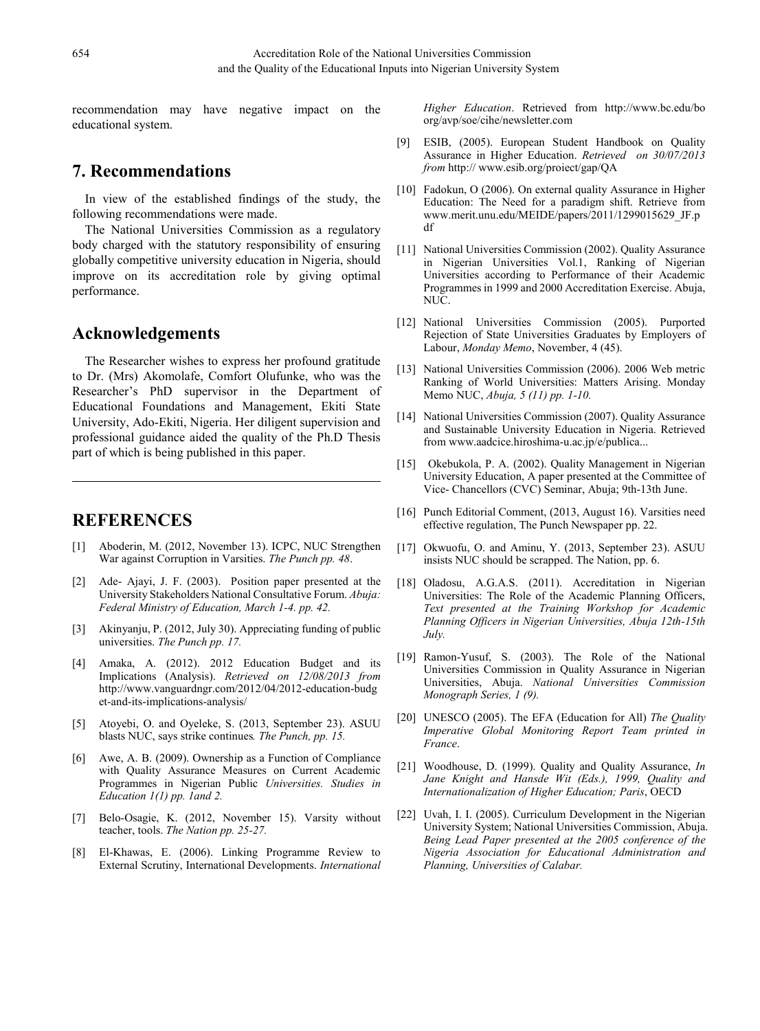recommendation may have negative impact on the educational system.

## 7. Recommendations

In view of the established findings of the study, the following recommendations were made.

The National Universities Commission as a regulatory body charged with the statutory responsibility of ensuring globally competitive university education in Nigeria, should improve on its accreditation role by giving optimal performance.

## Acknowledgements

The Researcher wishes to express her profound gratitude to Dr. (Mrs) Akomolafe, Comfort Olufunke, who was the Researcher's PhD supervisor in the Department of Educational Foundations and Management, Ekiti State University, Ado-Ekiti, Nigeria. Her diligent supervision and professional guidance aided the quality of the Ph.D Thesis part of which is being published in this paper.

---

## REFERENCES

[1] Aboderin, M. (2012, November 13). ICPC, NUC Strengthen War against Corruption in Varsities. *The Punch pp. 48*.

[2] Ade- Ajayi, J. F. (2003). Position paper presented at the University Stakeholders National Consultative Forum. *Abuja: Federal Ministry of Education, March 1-4. pp. 42.*

[3] Akinyanju, P. (2012, July 30). Appreciating funding of public universities. *The Punch pp. 17.*

[4] Amaka, A. (2012). 2012 Education Budget and its Implications (Analysis). *Retrieved on 12/08/2013 from* http://www.vanguardngr.com/2012/04/2012-education-budget-and-its-implications-analysis/

[5] Atoyebi, O. and Oyeleke, S. (2013, September 23). ASUU blasts NUC, says strike continues*. The Punch, pp. 15.*

[6] Awe, A. B. (2009). Ownership as a Function of Compliance with Quality Assurance Measures on Current Academic Programmes in Nigerian Public *Universities. Studies in Education 1(1) pp. 1and 2.*

[7] Belo-Osagie, K. (2012, November 15). Varsity without teacher, tools. *The Nation pp. 25-27.*

[8] El-Khawas, E. (2006). Linking Programme Review to External Scrutiny, International Developments. *International Higher Education*. Retrieved from http://www.bc.edu/bo org/avp/soe/cihe/newsletter.com

[9] ESIB, (2005). European Student Handbook on Quality Assurance in Higher Education. *Retrieved on 30/07/2013 from* http:// www.esib.org/proiect/gap/QA

[10] Fadokun, O (2006). On external quality Assurance in Higher Education: The Need for a paradigm shift. Retrieve from www.merit.unu.edu/MEIDE/papers/2011/1299015629_JF.pdf

[11] National Universities Commission (2002). Quality Assurance in Nigerian Universities Vol.1, Ranking of Nigerian Universities according to Performance of their Academic Programmes in 1999 and 2000 Accreditation Exercise. Abuja, NUC.

[12] National Universities Commission (2005). Purported Rejection of State Universities Graduates by Employers of Labour, *Monday Memo*, November, 4 (45).

[13] National Universities Commission (2006). 2006 Web metric Ranking of World Universities: Matters Arising. Monday Memo NUC, *Abuja, 5 (11) pp. 1-10.*

[14] National Universities Commission (2007). Quality Assurance and Sustainable University Education in Nigeria. Retrieved from www.aadcice.hiroshima-u.ac.jp/e/publica...

[15] Okebukola, P. A. (2002). Quality Management in Nigerian University Education, A paper presented at the Committee of Vice- Chancellors (CVC) Seminar, Abuja; 9th-13th June.

[16] Punch Editorial Comment, (2013, August 16). Varsities need effective regulation, The Punch Newspaper pp. 22.

[17] Okwuofu, O. and Aminu, Y. (2013, September 23). ASUU insists NUC should be scrapped. The Nation, pp. 6.

[18] Oladosu, A.G.A.S. (2011). Accreditation in Nigerian Universities: The Role of the Academic Planning Officers, *Text presented at the Training Workshop for Academic Planning Officers in Nigerian Universities, Abuja 12th-15th July.*

[19] Ramon-Yusuf, S. (2003). The Role of the National Universities Commission in Quality Assurance in Nigerian Universities, Abuja. *National Universities Commission Monograph Series, 1 (9).*

[20] UNESCO (2005). The EFA (Education for All) *The Quality Imperative Global Monitoring Report Team printed in France*.

[21] Woodhouse, D. (1999). Quality and Quality Assurance, *In Jane Knight and Hansde Wit (Eds.), 1999, Quality and Internationalization of Higher Education; Paris*, OECD

[22] Uvah, I. I. (2005). Curriculum Development in the Nigerian University System; National Universities Commission, Abuja. *Being Lead Paper presented at the 2005 conference of the Nigeria Association for Educational Administration and Planning, Universities of Calabar.*